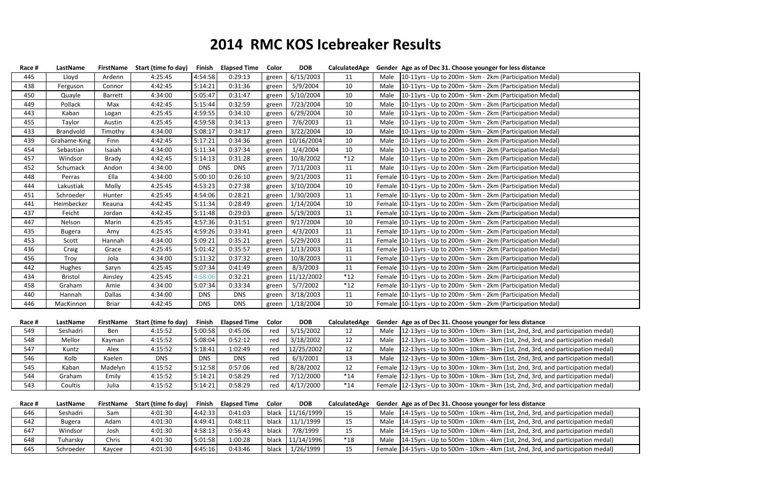# 2014 RMC KOS Icebreaker Results

| Race # | LastName | FirstName | Start (time fo day) | Finish | Elapsed Time | Color | DOB | CalculatedAge | Gender | Age as of Dec 31. Choose younger for less distance |
|---|---|---|---|---|---|---|---|---|---|---|
| 445 | Lloyd | Ardenn | 4:25:45 | 4:54:58 | 0:29:13 | green | 6/15/2003 | 11 | Male | 10-11yrs - Up to 200m - 5km - 2km (Participation Medal) |
| 438 | Ferguson | Connor | 4:42:45 | 5:14:21 | 0:31:36 | green | 5/9/2004 | 10 | Male | 10-11yrs - Up to 200m - 5km - 2km (Participation Medal) |
| 450 | Quayle | Barrett | 4:34:00 | 5:05:47 | 0:31:47 | green | 5/10/2004 | 10 | Male | 10-11yrs - Up to 200m - 5km - 2km (Participation Medal) |
| 449 | Pollack | Max | 4:42:45 | 5:15:44 | 0:32:59 | green | 7/23/2004 | 10 | Male | 10-11yrs - Up to 200m - 5km - 2km (Participation Medal) |
| 443 | Kaban | Logan | 4:25:45 | 4:59:55 | 0:34:10 | green | 6/29/2004 | 10 | Male | 10-11yrs - Up to 200m - 5km - 2km (Participation Medal) |
| 455 | Taylor | Austin | 4:25:45 | 4:59:58 | 0:34:13 | green | 7/6/2003 | 11 | Male | 10-11yrs - Up to 200m - 5km - 2km (Participation Medal) |
| 433 | Brandvold | Timothy | 4:34:00 | 5:08:17 | 0:34:17 | green | 3/22/2004 | 10 | Male | 10-11yrs - Up to 200m - 5km - 2km (Participation Medal) |
| 439 | Grahame-King | Finn | 4:42:45 | 5:17:21 | 0:34:36 | green | 10/16/2004 | 10 | Male | 10-11yrs - Up to 200m - 5km - 2km (Participation Medal) |
| 454 | Sebastian | Isaiah | 4:34:00 | 5:11:34 | 0:37:34 | green | 1/4/2004 | 10 | Male | 10-11yrs - Up to 200m - 5km - 2km (Participation Medal) |
| 457 | Windsor | Brady | 4:42:45 | 5:14:13 | 0:31:28 | green | 10/8/2002 | *12 | Male | 10-11yrs - Up to 200m - 5km - 2km (Participation Medal) |
| 452 | Schumack | Andon | 4:34:00 | DNS | DNS | green | 7/11/2003 | 11 | Male | 10-11yrs - Up to 200m - 5km - 2km (Participation Medal) |
| 448 | Perras | Ella | 4:34:00 | 5:00:10 | 0:26:10 | green | 9/21/2003 | 11 | Female | 10-11yrs - Up to 200m - 5km - 2km (Participation Medal) |
| 444 | Lakustiak | Molly | 4:25:45 | 4:53:23 | 0:27:38 | green | 3/10/2004 | 10 | Female | 10-11yrs - Up to 200m - 5km - 2km (Participation Medal) |
| 451 | Schroeder | Hunter | 4:25:45 | 4:54:06 | 0:28:21 | green | 1/30/2003 | 11 | Female | 10-11yrs - Up to 200m - 5km - 2km (Participation Medal) |
| 441 | Heimbecker | Keauna | 4:42:45 | 5:11:34 | 0:28:49 | green | 1/14/2004 | 10 | Female | 10-11yrs - Up to 200m - 5km - 2km (Participation Medal) |
| 437 | Feicht | Jordan | 4:42:45 | 5:11:48 | 0:29:03 | green | 5/19/2003 | 11 | Female | 10-11yrs - Up to 200m - 5km - 2km (Participation Medal) |
| 447 | Nelson | Marin | 4:25:45 | 4:57:36 | 0:31:51 | green | 9/17/2004 | 10 | Female | 10-11yrs - Up to 200m - 5km - 2km (Participation Medal) |
| 435 | Bugera | Amy | 4:25:45 | 4:59:26 | 0:33:41 | green | 4/3/2003 | 11 | Female | 10-11yrs - Up to 200m - 5km - 2km (Participation Medal) |
| 453 | Scott | Hannah | 4:34:00 | 5:09:21 | 0:35:21 | green | 5/29/2003 | 11 | Female | 10-11yrs - Up to 200m - 5km - 2km (Participation Medal) |
| 436 | Craig | Grace | 4:25:45 | 5:01:42 | 0:35:57 | green | 1/13/2003 | 11 | Female | 10-11yrs - Up to 200m - 5km - 2km (Participation Medal) |
| 456 | Troy | Jola | 4:34:00 | 5:11:32 | 0:37:32 | green | 10/8/2003 | 11 | Female | 10-11yrs - Up to 200m - 5km - 2km (Participation Medal) |
| 442 | Hughes | Saryn | 4:25:45 | 5:07:34 | 0:41:49 | green | 8/3/2003 | 11 | Female | 10-11yrs - Up to 200m - 5km - 2km (Participation Medal) |
| 434 | Bristol | Ainsley | 4:25:45 | 4:58:06 | 0:32:21 | green | 11/12/2002 | *12 | Female | 10-11yrs - Up to 200m - 5km - 2km (Participation Medal) |
| 458 | Graham | Amie | 4:34:00 | 5:07:34 | 0:33:34 | green | 5/7/2002 | *12 | Female | 10-11yrs - Up to 200m - 5km - 2km (Participation Medal) |
| 440 | Hannah | Dallas | 4:34:00 | DNS | DNS | green | 3/18/2003 | 11 | Female | 10-11yrs - Up to 200m - 5km - 2km (Participation Medal) |
| 446 | MacKinnon | Briar | 4:42:45 | DNS | DNS | green | 1/18/2004 | 10 | Female | 10-11yrs - Up to 200m - 5km - 2km (Participation Medal) |

| Race # | LastName | FirstName | Start (time fo day) | Finish | Elapsed Time | Color | DOB | CalculatedAge | Gender | Age as of Dec 31. Choose younger for less distance |
|---|---|---|---|---|---|---|---|---|---|---|
| 549 | Seshadri | Ben | 4:15:52 | 5:00:58 | 0:45:06 | red | 5/15/2002 | 12 | Male | 12-13yrs - Up to 300m - 10km - 3km (1st, 2nd, 3rd, and participation medal) |
| 548 | Mellor | Kayman | 4:15:52 | 5:08:04 | 0:52:12 | red | 3/18/2002 | 12 | Male | 12-13yrs - Up to 300m - 10km - 3km (1st, 2nd, 3rd, and participation medal) |
| 547 | Kuntz | Alex | 4:15:52 | 5:18:41 | 1:02:49 | red | 12/25/2002 | 12 | Male | 12-13yrs - Up to 300m - 10km - 3km (1st, 2nd, 3rd, and participation medal) |
| 546 | Kolb | Kaelen | DNS | DNS | DNS | red | 6/3/2001 | 13 | Male | 12-13yrs - Up to 300m - 10km - 3km (1st, 2nd, 3rd, and participation medal) |
| 545 | Kaban | Madelyn | 4:15:52 | 5:12:58 | 0:57:06 | red | 8/28/2002 | 12 | Female | 12-13yrs - Up to 300m - 10km - 3km (1st, 2nd, 3rd, and participation medal) |
| 544 | Graham | Emily | 4:15:52 | 5:14:21 | 0:58:29 | red | 7/12/2000 | *14 | Female | 12-13yrs - Up to 300m - 10km - 3km (1st, 2nd, 3rd, and participation medal) |
| 543 | Coultis | Julia | 4:15:52 | 5:14:21 | 0:58:29 | red | 4/17/2000 | *14 | Female | 12-13yrs - Up to 300m - 10km - 3km (1st, 2nd, 3rd, and participation medal) |

| Race # | LastName | FirstName | Start (time fo day) | Finish | Elapsed Time | Color | DOB | CalculatedAge | Gender | Age as of Dec 31. Choose younger for less distance |
|---|---|---|---|---|---|---|---|---|---|---|
| 646 | Seshadri | Sam | 4:01:30 | 4:42:33 | 0:41:03 | black | 11/16/1999 | 15 | Male | 14-15yrs - Up to 500m - 10km - 4km (1st, 2nd, 3rd, and participation medal) |
| 642 | Bugera | Adam | 4:01:30 | 4:49:41 | 0:48:11 | black | 11/1/1999 | 15 | Male | 14-15yrs - Up to 500m - 10km - 4km (1st, 2nd, 3rd, and participation medal) |
| 647 | Windsor | Josh | 4:01:30 | 4:58:13 | 0:56:43 | black | 7/8/1999 | 15 | Male | 14-15yrs - Up to 500m - 10km - 4km (1st, 2nd, 3rd, and participation medal) |
| 648 | Tuharsky | Chris | 4:01:30 | 5:01:58 | 1:00:28 | black | 11/14/1996 | *18 | Male | 14-15yrs - Up to 500m - 10km - 4km (1st, 2nd, 3rd, and participation medal) |
| 645 | Schroeder | Kaycee | 4:01:30 | 4:45:16 | 0:43:46 | black | 1/26/1999 | 15 | Female | 14-15yrs - Up to 500m - 10km - 4km (1st, 2nd, 3rd, and participation medal) |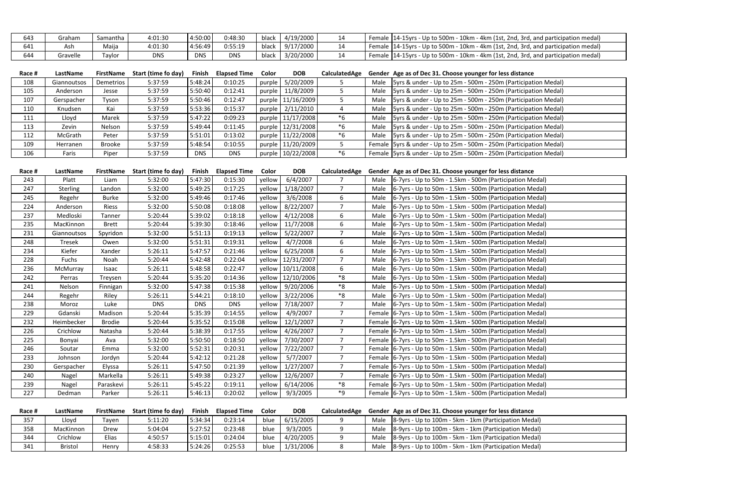| 643 | Graham | Samantha | 4:01:30 | 4:50:00 | 0:48:30 | black | 4/19/2000 | 14 | Female | 14-15yrs - Up to 500m - 10km - 4km (1st, 2nd, 3rd, and participation medal) |
|---|---|---|---|---|---|---|---|---|---|---|
| 641 | Ash | Maija | 4:01:30 | 4:56:49 | 0:55:19 | black | 9/17/2000 | 14 | Female | 14-15yrs - Up to 500m - 10km - 4km (1st, 2nd, 3rd, and participation medal) |
| 644 | Gravelle | Taylor | DNS | DNS | DNS | black | 3/20/2000 | 14 | Female | 14-15yrs - Up to 500m - 10km - 4km (1st, 2nd, 3rd, and participation medal) |

| Race # | LastName | FirstName | Start (time fo day) | Finish | Elapsed Time | Color | DOB | CalculatedAge | Gender | Age as of Dec 31. Choose younger for less distance |
|---|---|---|---|---|---|---|---|---|---|---|
| 108 | Giannoutsos | Demetrios | 5:37:59 | 5:48:24 | 0:10:25 | purple | 5/20/2009 | 5 | Male | 5yrs & under - Up to 25m - 500m - 250m (Participation Medal) |
| 105 | Anderson | Jesse | 5:37:59 | 5:50:40 | 0:12:41 | purple | 11/8/2009 | 5 | Male | 5yrs & under - Up to 25m - 500m - 250m (Participation Medal) |
| 107 | Gerspacher | Tyson | 5:37:59 | 5:50:46 | 0:12:47 | purple | 11/16/2009 | 5 | Male | 5yrs & under - Up to 25m - 500m - 250m (Participation Medal) |
| 110 | Knudsen | Kai | 5:37:59 | 5:53:36 | 0:15:37 | purple | 2/11/2010 | 4 | Male | 5yrs & under - Up to 25m - 500m - 250m (Participation Medal) |
| 111 | Lloyd | Marek | 5:37:59 | 5:47:22 | 0:09:23 | purple | 11/17/2008 | *6 | Male | 5yrs & under - Up to 25m - 500m - 250m (Participation Medal) |
| 113 | Zevin | Nelson | 5:37:59 | 5:49:44 | 0:11:45 | purple | 12/31/2008 | *6 | Male | 5yrs & under - Up to 25m - 500m - 250m (Participation Medal) |
| 112 | McGrath | Peter | 5:37:59 | 5:51:01 | 0:13:02 | purple | 11/22/2008 | *6 | Male | 5yrs & under - Up to 25m - 500m - 250m (Participation Medal) |
| 109 | Herranen | Brooke | 5:37:59 | 5:48:54 | 0:10:55 | purple | 11/20/2009 | 5 | Female | 5yrs & under - Up to 25m - 500m - 250m (Participation Medal) |
| 106 | Faris | Piper | 5:37:59 | DNS | DNS | purple | 10/22/2008 | *6 | Female | 5yrs & under - Up to 25m - 500m - 250m (Participation Medal) |

| Race # | LastName | FirstName | Start (time fo day) | Finish | Elapsed Time | Color | DOB | CalculatedAge | Gender | Age as of Dec 31. Choose younger for less distance |
|---|---|---|---|---|---|---|---|---|---|---|
| 243 | Platt | Liam | 5:32:00 | 5:47:30 | 0:15:30 | yellow | 6/4/2007 | 7 | Male | 6-7yrs - Up to 50m - 1.5km - 500m (Participation Medal) |
| 247 | Sterling | Landon | 5:32:00 | 5:49:25 | 0:17:25 | yellow | 1/18/2007 | 7 | Male | 6-7yrs - Up to 50m - 1.5km - 500m (Participation Medal) |
| 245 | Regehr | Burke | 5:32:00 | 5:49:46 | 0:17:46 | yellow | 3/6/2008 | 6 | Male | 6-7yrs - Up to 50m - 1.5km - 500m (Participation Medal) |
| 224 | Anderson | Riess | 5:32:00 | 5:50:08 | 0:18:08 | yellow | 8/22/2007 | 7 | Male | 6-7yrs - Up to 50m - 1.5km - 500m (Participation Medal) |
| 237 | Medloski | Tanner | 5:20:44 | 5:39:02 | 0:18:18 | yellow | 4/12/2008 | 6 | Male | 6-7yrs - Up to 50m - 1.5km - 500m (Participation Medal) |
| 235 | MacKinnon | Brett | 5:20:44 | 5:39:30 | 0:18:46 | yellow | 11/7/2008 | 6 | Male | 6-7yrs - Up to 50m - 1.5km - 500m (Participation Medal) |
| 231 | Giannoutsos | Spyridon | 5:32:00 | 5:51:13 | 0:19:13 | yellow | 5/22/2007 | 7 | Male | 6-7yrs - Up to 50m - 1.5km - 500m (Participation Medal) |
| 248 | Tresek | Owen | 5:32:00 | 5:51:31 | 0:19:31 | yellow | 4/7/2008 | 6 | Male | 6-7yrs - Up to 50m - 1.5km - 500m (Participation Medal) |
| 234 | Kiefer | Xander | 5:26:11 | 5:47:57 | 0:21:46 | yellow | 6/25/2008 | 6 | Male | 6-7yrs - Up to 50m - 1.5km - 500m (Participation Medal) |
| 228 | Fuchs | Noah | 5:20:44 | 5:42:48 | 0:22:04 | yellow | 12/31/2007 | 7 | Male | 6-7yrs - Up to 50m - 1.5km - 500m (Participation Medal) |
| 236 | McMurray | Isaac | 5:26:11 | 5:48:58 | 0:22:47 | yellow | 10/11/2008 | 6 | Male | 6-7yrs - Up to 50m - 1.5km - 500m (Participation Medal) |
| 242 | Perras | Treysen | 5:20:44 | 5:35:20 | 0:14:36 | yellow | 12/10/2006 | *8 | Male | 6-7yrs - Up to 50m - 1.5km - 500m (Participation Medal) |
| 241 | Nelson | Finnigan | 5:32:00 | 5:47:38 | 0:15:38 | yellow | 9/20/2006 | *8 | Male | 6-7yrs - Up to 50m - 1.5km - 500m (Participation Medal) |
| 244 | Regehr | Riley | 5:26:11 | 5:44:21 | 0:18:10 | yellow | 3/22/2006 | *8 | Male | 6-7yrs - Up to 50m - 1.5km - 500m (Participation Medal) |
| 238 | Moroz | Luke | DNS | DNS | DNS | yellow | 7/18/2007 | 7 | Male | 6-7yrs - Up to 50m - 1.5km - 500m (Participation Medal) |
| 229 | Gdanski | Madison | 5:20:44 | 5:35:39 | 0:14:55 | yellow | 4/9/2007 | 7 | Female | 6-7yrs - Up to 50m - 1.5km - 500m (Participation Medal) |
| 232 | Heimbecker | Brodie | 5:20:44 | 5:35:52 | 0:15:08 | yellow | 12/1/2007 | 7 | Female | 6-7yrs - Up to 50m - 1.5km - 500m (Participation Medal) |
| 226 | Crichlow | Natasha | 5:20:44 | 5:38:39 | 0:17:55 | yellow | 4/26/2007 | 7 | Female | 6-7yrs - Up to 50m - 1.5km - 500m (Participation Medal) |
| 225 | Bonyai | Ava | 5:32:00 | 5:50:50 | 0:18:50 | yellow | 7/30/2007 | 7 | Female | 6-7yrs - Up to 50m - 1.5km - 500m (Participation Medal) |
| 246 | Soutar | Emma | 5:32:00 | 5:52:31 | 0:20:31 | yellow | 7/22/2007 | 7 | Female | 6-7yrs - Up to 50m - 1.5km - 500m (Participation Medal) |
| 233 | Johnson | Jordyn | 5:20:44 | 5:42:12 | 0:21:28 | yellow | 5/7/2007 | 7 | Female | 6-7yrs - Up to 50m - 1.5km - 500m (Participation Medal) |
| 230 | Gerspacher | Elyssa | 5:26:11 | 5:47:50 | 0:21:39 | yellow | 1/27/2007 | 7 | Female | 6-7yrs - Up to 50m - 1.5km - 500m (Participation Medal) |
| 240 | Nagel | Markella | 5:26:11 | 5:49:38 | 0:23:27 | yellow | 12/6/2007 | 7 | Female | 6-7yrs - Up to 50m - 1.5km - 500m (Participation Medal) |
| 239 | Nagel | Paraskevi | 5:26:11 | 5:45:22 | 0:19:11 | yellow | 6/14/2006 | *8 | Female | 6-7yrs - Up to 50m - 1.5km - 500m (Participation Medal) |
| 227 | Dedman | Parker | 5:26:11 | 5:46:13 | 0:20:02 | yellow | 9/3/2005 | *9 | Female | 6-7yrs - Up to 50m - 1.5km - 500m (Participation Medal) |

| Race # | LastName | FirstName | Start (time fo day) | Finish | Elapsed Time | Color | DOB | CalculatedAge | Gender | Age as of Dec 31. Choose younger for less distance |
|---|---|---|---|---|---|---|---|---|---|---|
| 357 | Lloyd | Tayen | 5:11:20 | 5:34:34 | 0:23:14 | blue | 6/15/2005 | 9 | Male | 8-9yrs - Up to 100m - 5km - 1km (Participation Medal) |
| 358 | MacKinnon | Drew | 5:04:04 | 5:27:52 | 0:23:48 | blue | 9/3/2005 | 9 | Male | 8-9yrs - Up to 100m - 5km - 1km (Participation Medal) |
| 344 | Crichlow | Elias | 4:50:57 | 5:15:01 | 0:24:04 | blue | 4/20/2005 | 9 | Male | 8-9yrs - Up to 100m - 5km - 1km (Participation Medal) |
| 341 | Bristol | Henry | 4:58:33 | 5:24:26 | 0:25:53 | blue | 1/31/2006 | 8 | Male | 8-9yrs - Up to 100m - 5km - 1km (Participation Medal) |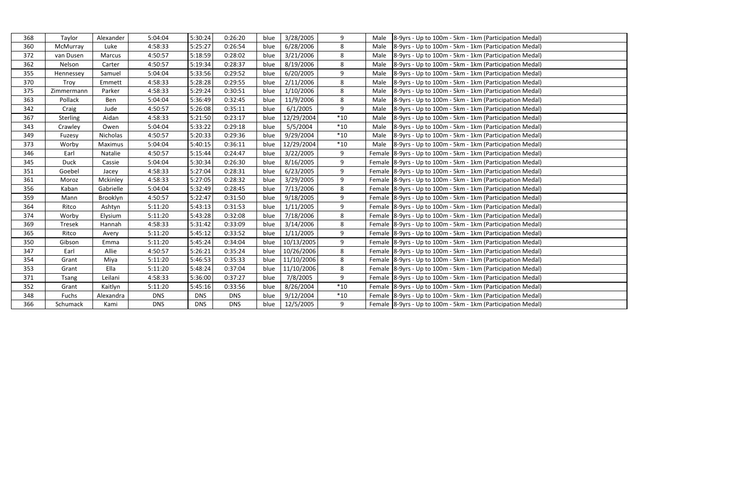| | | | | | | | | | | |
|---|---|---|---|---|---|---|---|---|---|---|
| 368 | Taylor | Alexander | 5:04:04 | 5:30:24 | 0:26:20 | blue | 3/28/2005 | 9 | Male | 8-9yrs - Up to 100m - 5km - 1km (Participation Medal) |
| 360 | McMurray | Luke | 4:58:33 | 5:25:27 | 0:26:54 | blue | 6/28/2006 | 8 | Male | 8-9yrs - Up to 100m - 5km - 1km (Participation Medal) |
| 372 | van Dusen | Marcus | 4:50:57 | 5:18:59 | 0:28:02 | blue | 3/21/2006 | 8 | Male | 8-9yrs - Up to 100m - 5km - 1km (Participation Medal) |
| 362 | Nelson | Carter | 4:50:57 | 5:19:34 | 0:28:37 | blue | 8/19/2006 | 8 | Male | 8-9yrs - Up to 100m - 5km - 1km (Participation Medal) |
| 355 | Hennessey | Samuel | 5:04:04 | 5:33:56 | 0:29:52 | blue | 6/20/2005 | 9 | Male | 8-9yrs - Up to 100m - 5km - 1km (Participation Medal) |
| 370 | Troy | Emmett | 4:58:33 | 5:28:28 | 0:29:55 | blue | 2/11/2006 | 8 | Male | 8-9yrs - Up to 100m - 5km - 1km (Participation Medal) |
| 375 | Zimmermann | Parker | 4:58:33 | 5:29:24 | 0:30:51 | blue | 1/10/2006 | 8 | Male | 8-9yrs - Up to 100m - 5km - 1km (Participation Medal) |
| 363 | Pollack | Ben | 5:04:04 | 5:36:49 | 0:32:45 | blue | 11/9/2006 | 8 | Male | 8-9yrs - Up to 100m - 5km - 1km (Participation Medal) |
| 342 | Craig | Jude | 4:50:57 | 5:26:08 | 0:35:11 | blue | 6/1/2005 | 9 | Male | 8-9yrs - Up to 100m - 5km - 1km (Participation Medal) |
| 367 | Sterling | Aidan | 4:58:33 | 5:21:50 | 0:23:17 | blue | 12/29/2004 | *10 | Male | 8-9yrs - Up to 100m - 5km - 1km (Participation Medal) |
| 343 | Crawley | Owen | 5:04:04 | 5:33:22 | 0:29:18 | blue | 5/5/2004 | *10 | Male | 8-9yrs - Up to 100m - 5km - 1km (Participation Medal) |
| 349 | Fuzesy | Nicholas | 4:50:57 | 5:20:33 | 0:29:36 | blue | 9/29/2004 | *10 | Male | 8-9yrs - Up to 100m - 5km - 1km (Participation Medal) |
| 373 | Worby | Maximus | 5:04:04 | 5:40:15 | 0:36:11 | blue | 12/29/2004 | *10 | Male | 8-9yrs - Up to 100m - 5km - 1km (Participation Medal) |
| 346 | Earl | Natalie | 4:50:57 | 5:15:44 | 0:24:47 | blue | 3/22/2005 | 9 | Female | 8-9yrs - Up to 100m - 5km - 1km (Participation Medal) |
| 345 | Duck | Cassie | 5:04:04 | 5:30:34 | 0:26:30 | blue | 8/16/2005 | 9 | Female | 8-9yrs - Up to 100m - 5km - 1km (Participation Medal) |
| 351 | Goebel | Jacey | 4:58:33 | 5:27:04 | 0:28:31 | blue | 6/23/2005 | 9 | Female | 8-9yrs - Up to 100m - 5km - 1km (Participation Medal) |
| 361 | Moroz | Mckinley | 4:58:33 | 5:27:05 | 0:28:32 | blue | 3/29/2005 | 9 | Female | 8-9yrs - Up to 100m - 5km - 1km (Participation Medal) |
| 356 | Kaban | Gabrielle | 5:04:04 | 5:32:49 | 0:28:45 | blue | 7/13/2006 | 8 | Female | 8-9yrs - Up to 100m - 5km - 1km (Participation Medal) |
| 359 | Mann | Brooklyn | 4:50:57 | 5:22:47 | 0:31:50 | blue | 9/18/2005 | 9 | Female | 8-9yrs - Up to 100m - 5km - 1km (Participation Medal) |
| 364 | Ritco | Ashtyn | 5:11:20 | 5:43:13 | 0:31:53 | blue | 1/11/2005 | 9 | Female | 8-9yrs - Up to 100m - 5km - 1km (Participation Medal) |
| 374 | Worby | Elysium | 5:11:20 | 5:43:28 | 0:32:08 | blue | 7/18/2006 | 8 | Female | 8-9yrs - Up to 100m - 5km - 1km (Participation Medal) |
| 369 | Tresek | Hannah | 4:58:33 | 5:31:42 | 0:33:09 | blue | 3/14/2006 | 8 | Female | 8-9yrs - Up to 100m - 5km - 1km (Participation Medal) |
| 365 | Ritco | Avery | 5:11:20 | 5:45:12 | 0:33:52 | blue | 1/11/2005 | 9 | Female | 8-9yrs - Up to 100m - 5km - 1km (Participation Medal) |
| 350 | Gibson | Emma | 5:11:20 | 5:45:24 | 0:34:04 | blue | 10/13/2005 | 9 | Female | 8-9yrs - Up to 100m - 5km - 1km (Participation Medal) |
| 347 | Earl | Allie | 4:50:57 | 5:26:21 | 0:35:24 | blue | 10/26/2006 | 8 | Female | 8-9yrs - Up to 100m - 5km - 1km (Participation Medal) |
| 354 | Grant | Miya | 5:11:20 | 5:46:53 | 0:35:33 | blue | 11/10/2006 | 8 | Female | 8-9yrs - Up to 100m - 5km - 1km (Participation Medal) |
| 353 | Grant | Ella | 5:11:20 | 5:48:24 | 0:37:04 | blue | 11/10/2006 | 8 | Female | 8-9yrs - Up to 100m - 5km - 1km (Participation Medal) |
| 371 | Tsang | Leilani | 4:58:33 | 5:36:00 | 0:37:27 | blue | 7/8/2005 | 9 | Female | 8-9yrs - Up to 100m - 5km - 1km (Participation Medal) |
| 352 | Grant | Kaitlyn | 5:11:20 | 5:45:16 | 0:33:56 | blue | 8/26/2004 | *10 | Female | 8-9yrs - Up to 100m - 5km - 1km (Participation Medal) |
| 348 | Fuchs | Alexandra | DNS | DNS | DNS | blue | 9/12/2004 | *10 | Female | 8-9yrs - Up to 100m - 5km - 1km (Participation Medal) |
| 366 | Schumack | Kami | DNS | DNS | DNS | blue | 12/5/2005 | 9 | Female | 8-9yrs - Up to 100m - 5km - 1km (Participation Medal) |